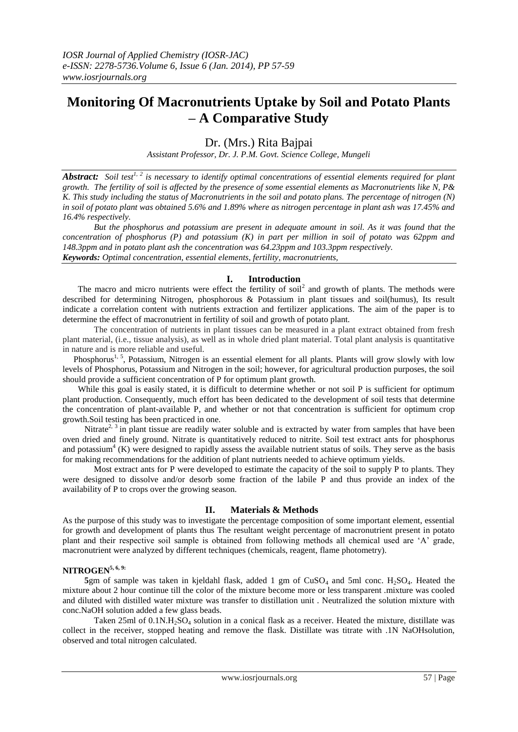# Monitoring Of Macronutrients Uptake by Soil and Potato Plants – A Comparative Study

Dr. (Mrs.) Rita Bajpai

*Assistant Professor, Dr. J. P.M. Govt. Science College, Mungeli*

***Abstract:*** *Soil test[1, 2] is necessary to identify optimal concentrations of essential elements required for plant growth. The fertility of soil is affected by the presence of some essential elements as Macronutrients like N, P& K. This study including the status of Macronutrients in the soil and potato plans. The percentage of nitrogen (N) in soil of potato plant was obtained 5.6% and 1.89% where as nitrogen percentage in plant ash was 17.45% and 16.4% respectively.*

*But the phosphorus and potassium are present in adequate amount in soil. As it was found that the concentration of phosphorus (P) and potassium (K) in part per million in soil of potato was 62ppm and 148.3ppm and in potato plant ash the concentration was 64.23ppm and 103.3ppm respectively.*

***Keywords:*** *Optimal concentration, essential elements, fertility, macronutrients,*

## I. Introduction

The macro and micro nutrients were effect the fertility of soil[2] and growth of plants. The methods were described for determining Nitrogen, phosphorous & Potassium in plant tissues and soil(humus), Its result indicate a correlation content with nutrients extraction and fertilizer applications. The aim of the paper is to determine the effect of macronutrient in fertility of soil and growth of potato plant.

The concentration of nutrients in plant tissues can be measured in a plant extract obtained from fresh plant material, (i.e., tissue analysis), as well as in whole dried plant material. Total plant analysis is quantitative in nature and is more reliable and useful.

Phosphorus[1, 5], Potassium, Nitrogen is an essential element for all plants. Plants will grow slowly with low levels of Phosphorus, Potassium and Nitrogen in the soil; however, for agricultural production purposes, the soil should provide a sufficient concentration of P for optimum plant growth.

While this goal is easily stated, it is difficult to determine whether or not soil P is sufficient for optimum plant production. Consequently, much effort has been dedicated to the development of soil tests that determine the concentration of plant-available P, and whether or not that concentration is sufficient for optimum crop growth.Soil testing has been practiced in one.

Nitrate[2, 3] in plant tissue are readily water soluble and is extracted by water from samples that have been oven dried and finely ground. Nitrate is quantitatively reduced to nitrite. Soil test extract ants for phosphorus and potassium[4] (K) were designed to rapidly assess the available nutrient status of soils. They serve as the basis for making recommendations for the addition of plant nutrients needed to achieve optimum yields.

Most extract ants for P were developed to estimate the capacity of the soil to supply P to plants. They were designed to dissolve and/or desorb some fraction of the labile P and thus provide an index of the availability of P to crops over the growing season.

## II. Materials & Methods

As the purpose of this study was to investigate the percentage composition of some important element, essential for growth and development of plants thus The resultant weight percentage of macronutrient present in potato plant and their respective soil sample is obtained from following methods all chemical used are 'A' grade, macronutrient were analyzed by different techniques (chemicals, reagent, flame photometry).

### NITROGEN[5, 6, 9]:

**5**gm of sample was taken in kjeldahl flask, added 1 gm of $CuSO_4$ and 5ml conc. $H_2SO_4$. Heated the mixture about 2 hour continue till the color of the mixture become more or less transparent .mixture was cooled and diluted with distilled water mixture was transfer to distillation unit . Neutralized the solution mixture with conc.NaOH solution added a few glass beads.

Taken 25ml of 0.1N.$H_2SO_4$ solution in a conical flask as a receiver. Heated the mixture, distillate was collect in the receiver, stopped heating and remove the flask. Distillate was titrate with .1N NaOHsolution, observed and total nitrogen calculated.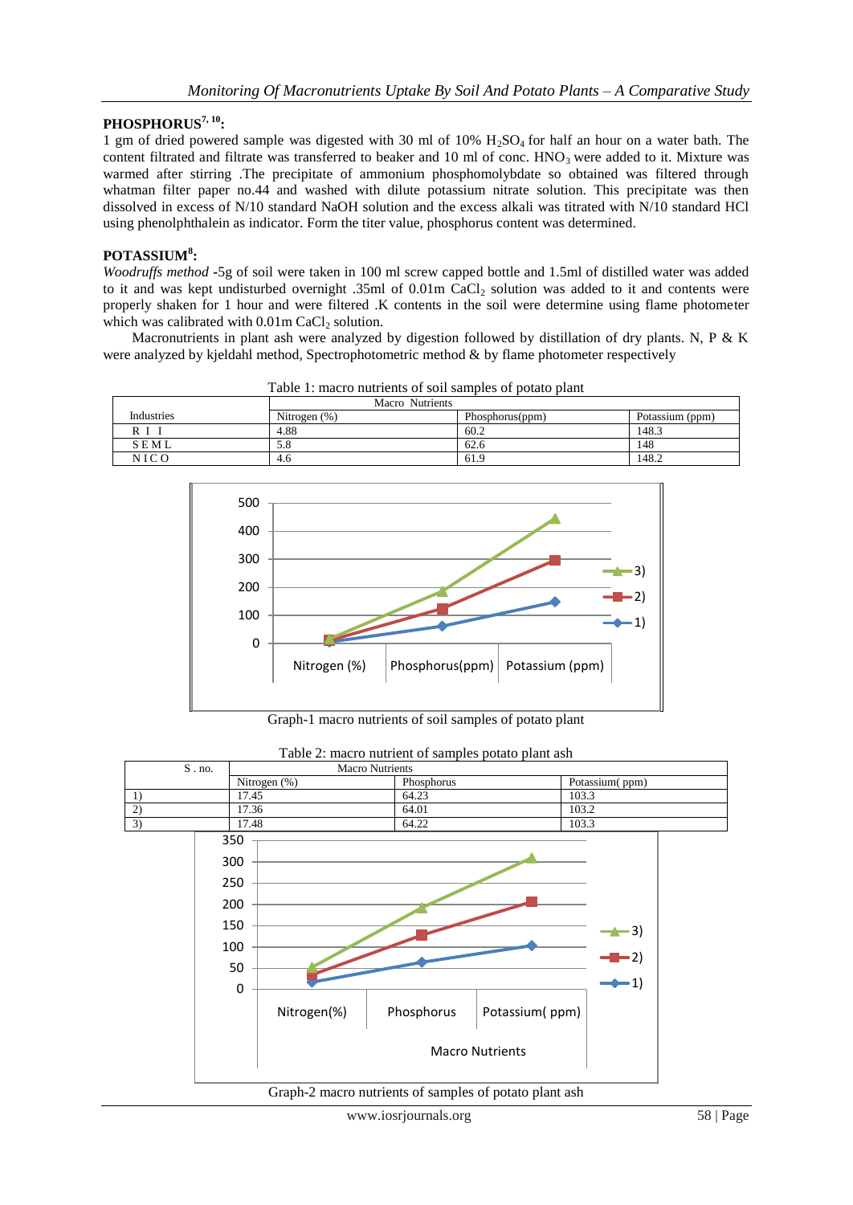## PHOSPHORUS[7, 10]:

1 gm of dried powered sample was digested with 30 ml of 10% $H_2SO_4$ for half an hour on a water bath. The content filtrated and filtrate was transferred to beaker and 10 ml of conc. $HNO_3$ were added to it. Mixture was warmed after stirring .The precipitate of ammonium phosphomolybdate so obtained was filtered through whatman filter paper no.44 and washed with dilute potassium nitrate solution. This precipitate was then dissolved in excess of N/10 standard NaOH solution and the excess alkali was titrated with N/10 standard HCl using phenolphthalein as indicator. Form the titer value, phosphorus content was determined.

## POTASSIUM[8]:

*Woodruffs method* -5g of soil were taken in 100 ml screw capped bottle and 1.5ml of distilled water was added to it and was kept undisturbed overnight .35ml of 0.01m $CaCl_2$ solution was added to it and contents were properly shaken for 1 hour and were filtered .K contents in the soil were determine using flame photometer which was calibrated with 0.01m $CaCl_2$ solution.

Macronutrients in plant ash were analyzed by digestion followed by distillation of dry plants. N, P & K were analyzed by kjeldahl method, Spectrophotometric method & by flame photometer respectively

Table 1: macro nutrients of soil samples of potato plant

| Industries | Macro Nutrients | | |
|---|---|---|---|
| | Nitrogen (%) | Phosphorus(ppm) | Potassium (ppm) |
| R I I | 4.88 | 60.2 | 148.3 |
| S E M L | 5.8 | 62.6 | 148 |
| N I C O | 4.6 | 61.9 | 148.2 |

Graph-1 macro nutrients of soil samples of potato plant

Table 2: macro nutrient of samples potato plant ash

| S . no. | Macro Nutrients | | |
|---|---|---|---|
| | Nitrogen (%) | Phosphorus | Potassium( ppm) |
| 1) | 17.45 | 64.23 | 103.3 |
| 2) | 17.36 | 64.01 | 103.2 |
| 3) | 17.48 | 64.22 | 103.3 |

Graph-2 macro nutrients of samples of potato plant ash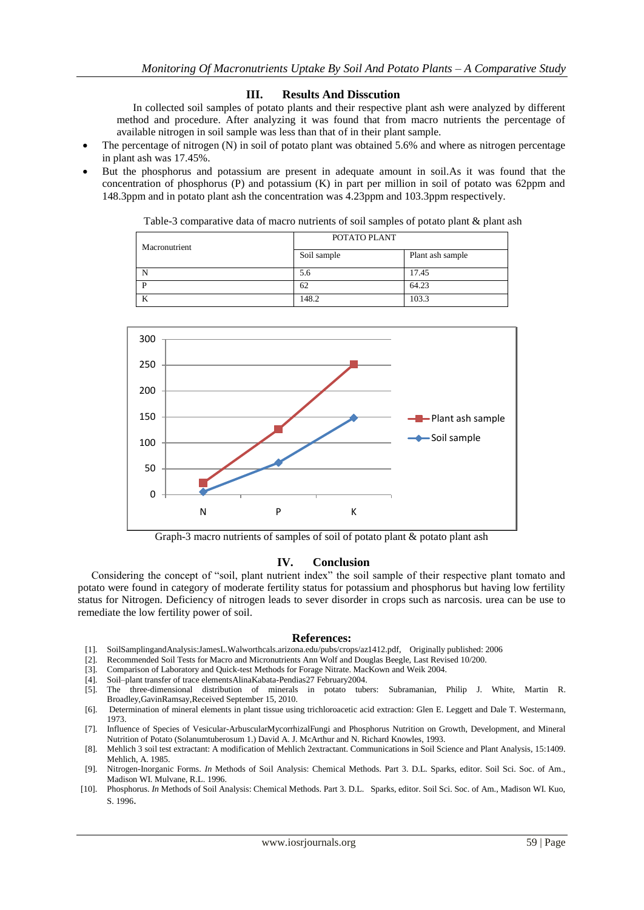## III. Results And Disscution

In collected soil samples of potato plants and their respective plant ash were analyzed by different method and procedure. After analyzing it was found that from macro nutrients the percentage of available nitrogen in soil sample was less than that of in their plant sample.

- The percentage of nitrogen (N) in soil of potato plant was obtained 5.6% and where as nitrogen percentage in plant ash was 17.45%.
- But the phosphorus and potassium are present in adequate amount in soil.As it was found that the concentration of phosphorus (P) and potassium (K) in part per million in soil of potato was 62ppm and 148.3ppm and in potato plant ash the concentration was 4.23ppm and 103.3ppm respectively.

Table-3 comparative data of macro nutrients of soil samples of potato plant & plant ash

| Macronutrient | POTATO PLANT | |
|---|---|---|
| | Soil sample | Plant ash sample |
| N | 5.6 | 17.45 |
| P | 62 | 64.23 |
| K | 148.2 | 103.3 |

300
250
200
150
100
50
0
N
P
K
Plant ash sample
Soil sample

Graph-3 macro nutrients of samples of soil of potato plant & potato plant ash

## IV. Conclusion

Considering the concept of "soil, plant nutrient index" the soil sample of their respective plant tomato and potato were found in category of moderate fertility status for potassium and phosphorus but having low fertility status for Nitrogen. Deficiency of nitrogen leads to sever disorder in crops such as narcosis. urea can be use to remediate the low fertility power of soil.

## References:

[1]. SoilSamplingandAnalysis:JamesL.Walworthcals.arizona.edu/pubs/crops/az1412.pdf, Originally published: 2006
[2]. Recommended Soil Tests for Macro and Micronutrients Ann Wolf and Douglas Beegle, Last Revised 10/200.
[3]. Comparison of Laboratory and Quick-test Methods for Forage Nitrate. MacKown and Weik 2004.
[4]. Soil–plant transfer of trace elementsAlinaKabata-Pendias27 February2004.
[5]. The three-dimensional distribution of minerals in potato tubers: Subramanian, Philip J. White, Martin R. Broadley,GavinRamsay,Received September 15, 2010.
[6]. Determination of mineral elements in plant tissue using trichloroacetic acid extraction: Glen E. Leggett and Dale T. Westermann, 1973.
[7]. Influence of Species of Vesicular-ArbuscularMycorrhizalFungi and Phosphorus Nutrition on Growth, Development, and Mineral Nutrition of Potato (Solanumtuberosum 1.) David A. J. McArthur and N. Richard Knowles, 1993.
[8]. Mehlich 3 soil test extractant: A modification of Mehlich 2extractant. Communications in Soil Science and Plant Analysis, 15:1409. Mehlich, A. 1985.
[9]. Nitrogen-Inorganic Forms. *In* Methods of Soil Analysis: Chemical Methods. Part 3. D.L. Sparks, editor. Soil Sci. Soc. of Am., Madison WI. Mulvane, R.L. 1996.
[10]. Phosphorus. *In* Methods of Soil Analysis: Chemical Methods. Part 3. D.L. Sparks, editor. Soil Sci. Soc. of Am., Madison WI. Kuo, S. 1996.